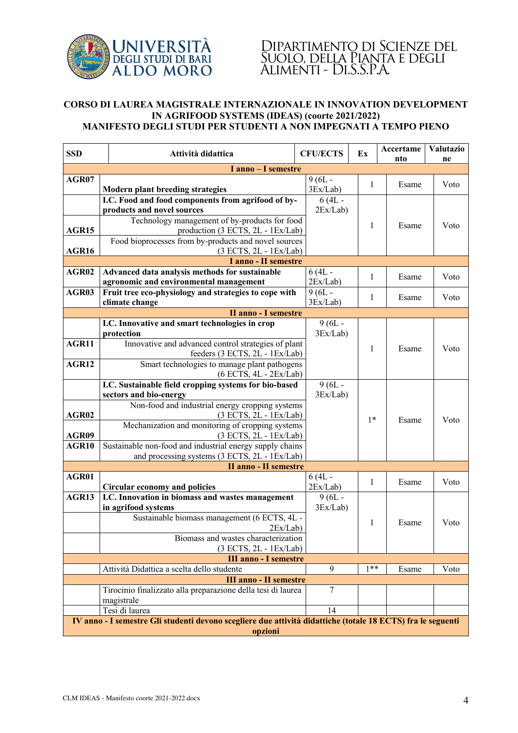UNIVERSITÀ DEGLI STUDI DI BARI ALDO MORO

DIPARTIMENTO DI SCIENZE DEL SUOLO, DELLA PIANTA E DEGLI ALIMENTI - DI.S.S.P.A.

**CORSO DI LAUREA MAGISTRALE INTERNAZIONALE IN INNOVATION DEVELOPMENT IN AGRIFOOD SYSTEMS (IDEAS) (coorte 2021/2022)**
**MANIFESTO DEGLI STUDI PER STUDENTI A NON IMPEGNATI A TEMPO PIENO**

| SSD | Attività didattica | CFU/ECTS | Ex | Accertamento | Valutazione |
|---|---|---|---|---|---|
| **I anno – I semestre** | | | | | |
| AGR07 | **Modern plant breeding strategies** | 9 (6L - 3Ex/Lab) | 1 | Esame | Voto |
| | **I.C. Food and food components from agrifood of by-products and novel sources** | 6 (4L - 2Ex/Lab) | 1 | Esame | Voto |
| AGR15 | Technology management of by-products for food production (3 ECTS, 2L - 1Ex/Lab) | | | | |
| AGR16 | Food bioprocesses from by-products and novel sources (3 ECTS, 2L - 1Ex/Lab) | | | | |
| **I anno - II semestre** | | | | | |
| AGR02 | **Advanced data analysis methods for sustainable agronomic and environmental management** | 6 (4L - 2Ex/Lab) | 1 | Esame | Voto |
| AGR03 | **Fruit tree eco-physiology and strategies to cope with climate change** | 9 (6L - 3Ex/Lab) | 1 | Esame | Voto |
| **II anno - I semestre** | | | | | |
| | **I.C. Innovative and smart technologies in crop protection** | 9 (6L - 3Ex/Lab) | 1 | Esame | Voto |
| AGR11 | Innovative and advanced control strategies of plant feeders (3 ECTS, 2L - 1Ex/Lab) | | | | |
| AGR12 | Smart technologies to manage plant pathogens (6 ECTS, 4L - 2Ex/Lab) | | | | |
| | **I.C. Sustainable field cropping systems for bio-based sectors and bio-energy** | 9 (6L - 3Ex/Lab) | 1* | Esame | Voto |
| AGR02 | Non-food and industrial energy cropping systems (3 ECTS, 2L - 1Ex/Lab) | | | | |
| AGR09 | Mechanization and monitoring of cropping systems (3 ECTS, 2L - 1Ex/Lab) | | | | |
| AGR10 | Sustainable non-food and industrial energy supply chains and processing systems (3 ECTS, 2L - 1Ex/Lab) | | | | |
| **II anno - II semestre** | | | | | |
| AGR01 | **Circular economy and policies** | 6 (4L - 2Ex/Lab) | 1 | Esame | Voto |
| AGR13 | **I.C. Innovation in biomass and wastes management in agrifood systems** | 9 (6L - 3Ex/Lab) | 1 | Esame | Voto |
| | Sustainable biomass management (6 ECTS, 4L - 2Ex/Lab) | | | | |
| | Biomass and wastes characterization (3 ECTS, 2L - 1Ex/Lab) | | | | |
| **III anno - I semestre** | | | | | |
| | Attività Didattica a scelta dello studente | 9 | 1** | Esame | Voto |
| **III anno - II semestre** | | | | | |
| | Tirocinio finalizzato alla preparazione della tesi di laurea magistrale | 7 | | | |
| | Tesi di laurea | 14 | | | |
| **IV anno - I semestre Gli studenti devono scegliere due attività didattiche (totale 18 ECTS) fra le seguenti opzioni** | | | | | |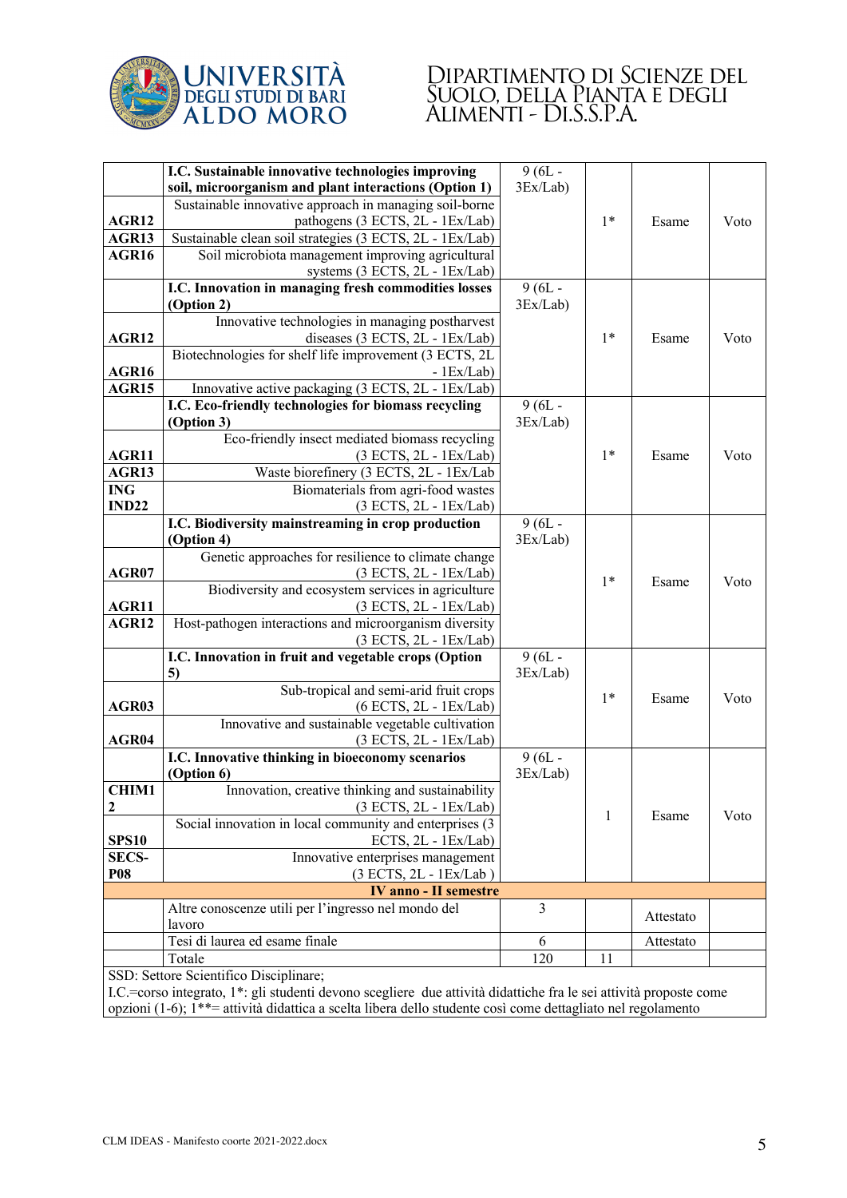| | | | | | |
|---|---|---|---|---|---|
| | **I.C. Sustainable innovative technologies improving soil, microorganism and plant interactions (Option 1)** | 9 (6L - 3Ex/Lab) | 1* | Esame | Voto |
| AGR12 | Sustainable innovative approach in managing soil-borne pathogens (3 ECTS, 2L - 1Ex/Lab) | | | | |
| AGR13 | Sustainable clean soil strategies (3 ECTS, 2L - 1Ex/Lab) | | | | |
| AGR16 | Soil microbiota management improving agricultural systems (3 ECTS, 2L - 1Ex/Lab) | | | | |
| | **I.C. Innovation in managing fresh commodities losses (Option 2)** | 9 (6L - 3Ex/Lab) | 1* | Esame | Voto |
| AGR12 | Innovative technologies in managing postharvest diseases (3 ECTS, 2L - 1Ex/Lab) | | | | |
| AGR16 | Biotechnologies for shelf life improvement (3 ECTS, 2L - 1Ex/Lab) | | | | |
| AGR15 | Innovative active packaging (3 ECTS, 2L - 1Ex/Lab) | | | | |
| | **I.C. Eco-friendly technologies for biomass recycling (Option 3)** | 9 (6L - 3Ex/Lab) | 1* | Esame | Voto |
| AGR11 | Eco-friendly insect mediated biomass recycling (3 ECTS, 2L - 1Ex/Lab) | | | | |
| AGR13 | Waste biorefinery (3 ECTS, 2L - 1Ex/Lab | | | | |
| ING IND22 | Biomaterials from agri-food wastes (3 ECTS, 2L - 1Ex/Lab) | | | | |
| | **I.C. Biodiversity mainstreaming in crop production (Option 4)** | 9 (6L - 3Ex/Lab) | 1* | Esame | Voto |
| AGR07 | Genetic approaches for resilience to climate change (3 ECTS, 2L - 1Ex/Lab) | | | | |
| AGR11 | Biodiversity and ecosystem services in agriculture (3 ECTS, 2L - 1Ex/Lab) | | | | |
| AGR12 | Host-pathogen interactions and microorganism diversity (3 ECTS, 2L - 1Ex/Lab) | | | | |
| | **I.C. Innovation in fruit and vegetable crops (Option 5)** | 9 (6L - 3Ex/Lab) | 1* | Esame | Voto |
| AGR03 | Sub-tropical and semi-arid fruit crops (6 ECTS, 2L - 1Ex/Lab) | | | | |
| AGR04 | Innovative and sustainable vegetable cultivation (3 ECTS, 2L - 1Ex/Lab) | | | | |
| | **I.C. Innovative thinking in bioeconomy scenarios (Option 6)** | 9 (6L - 3Ex/Lab) | 1 | Esame | Voto |
| CHIM12 | Innovation, creative thinking and sustainability (3 ECTS, 2L - 1Ex/Lab) | | | | |
| SPS10 | Social innovation in local community and enterprises (3 ECTS, 2L - 1Ex/Lab) | | | | |
| SECS-P08 | Innovative enterprises management (3 ECTS, 2L - 1Ex/Lab ) | | | | |
| | **IV anno - II semestre** | | | | |
| | Altre conoscenze utili per l'ingresso nel mondo del lavoro | 3 | | Attestato | |
| | Tesi di laurea ed esame finale | 6 | | Attestato | |
| | Totale | 120 | 11 | | |

SSD: Settore Scientifico Disciplinare;
I.C.=corso integrato, 1*: gli studenti devono scegliere due attività didattiche fra le sei attività proposte come opzioni (1-6); 1**= attività didattica a scelta libera dello studente così come dettagliato nel regolamento